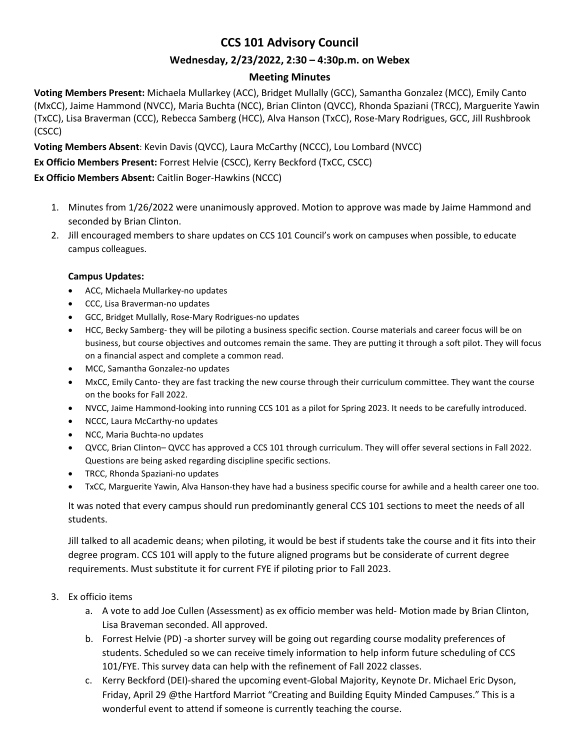# CCS 101 Advisory Council

## Wednesday, 2/23/2022, 2:30 – 4:30p.m. on Webex

## Meeting Minutes

**Voting Members Present:** Michaela Mullarkey (ACC), Bridget Mullally (GCC), Samantha Gonzalez (MCC), Emily Canto (MxCC), Jaime Hammond (NVCC), Maria Buchta (NCC), Brian Clinton (QVCC), Rhonda Spaziani (TRCC), Marguerite Yawin (TxCC), Lisa Braverman (CCC), Rebecca Samberg (HCC), Alva Hanson (TxCC), Rose-Mary Rodrigues, GCC, Jill Rushbrook (CSCC)

**Voting Members Absent**: Kevin Davis (QVCC), Laura McCarthy (NCCC), Lou Lombard (NVCC)

**Ex Officio Members Present:** Forrest Helvie (CSCC), Kerry Beckford (TxCC, CSCC)

**Ex Officio Members Absent:** Caitlin Boger-Hawkins (NCCC)

1. Minutes from 1/26/2022 were unanimously approved. Motion to approve was made by Jaime Hammond and seconded by Brian Clinton.
2. Jill encouraged members to share updates on CCS 101 Council's work on campuses when possible, to educate campus colleagues.

   **Campus Updates:**
   - ACC, Michaela Mullarkey-no updates
   - CCC, Lisa Braverman-no updates
   - GCC, Bridget Mullally, Rose-Mary Rodrigues-no updates
   - HCC, Becky Samberg- they will be piloting a business specific section. Course materials and career focus will be on business, but course objectives and outcomes remain the same. They are putting it through a soft pilot. They will focus on a financial aspect and complete a common read.
   - MCC, Samantha Gonzalez-no updates
   - MxCC, Emily Canto- they are fast tracking the new course through their curriculum committee. They want the course on the books for Fall 2022.
   - NVCC, Jaime Hammond-looking into running CCS 101 as a pilot for Spring 2023. It needs to be carefully introduced.
   - NCCC, Laura McCarthy-no updates
   - NCC, Maria Buchta-no updates
   - QVCC, Brian Clinton– QVCC has approved a CCS 101 through curriculum. They will offer several sections in Fall 2022. Questions are being asked regarding discipline specific sections.
   - TRCC, Rhonda Spaziani-no updates
   - TxCC, Marguerite Yawin, Alva Hanson-they have had a business specific course for awhile and a health career one too.

   It was noted that every campus should run predominantly general CCS 101 sections to meet the needs of all students.

   Jill talked to all academic deans; when piloting, it would be best if students take the course and it fits into their degree program. CCS 101 will apply to the future aligned programs but be considerate of current degree requirements. Must substitute it for current FYE if piloting prior to Fall 2023.

3. Ex officio items
   a. A vote to add Joe Cullen (Assessment) as ex officio member was held- Motion made by Brian Clinton, Lisa Braveman seconded. All approved.
   b. Forrest Helvie (PD) -a shorter survey will be going out regarding course modality preferences of students. Scheduled so we can receive timely information to help inform future scheduling of CCS 101/FYE. This survey data can help with the refinement of Fall 2022 classes.
   c. Kerry Beckford (DEI)-shared the upcoming event-Global Majority, Keynote Dr. Michael Eric Dyson, Friday, April 29 @the Hartford Marriot "Creating and Building Equity Minded Campuses." This is a wonderful event to attend if someone is currently teaching the course.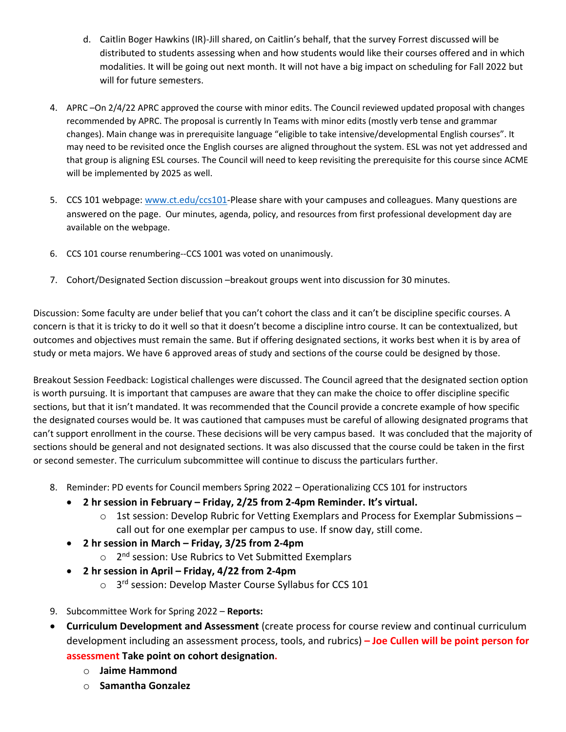d. Caitlin Boger Hawkins (IR)-Jill shared, on Caitlin's behalf, that the survey Forrest discussed will be distributed to students assessing when and how students would like their courses offered and in which modalities. It will be going out next month. It will not have a big impact on scheduling for Fall 2022 but will for future semesters.

4. APRC –On 2/4/22 APRC approved the course with minor edits. The Council reviewed updated proposal with changes recommended by APRC. The proposal is currently In Teams with minor edits (mostly verb tense and grammar changes). Main change was in prerequisite language "eligible to take intensive/developmental English courses". It may need to be revisited once the English courses are aligned throughout the system. ESL was not yet addressed and that group is aligning ESL courses. The Council will need to keep revisiting the prerequisite for this course since ACME will be implemented by 2025 as well.

5. CCS 101 webpage: [www.ct.edu/ccs101](http://www.ct.edu/ccs101)-Please share with your campuses and colleagues. Many questions are answered on the page. Our minutes, agenda, policy, and resources from first professional development day are available on the webpage.

6. CCS 101 course renumbering--CCS 1001 was voted on unanimously.

7. Cohort/Designated Section discussion –breakout groups went into discussion for 30 minutes.

Discussion: Some faculty are under belief that you can't cohort the class and it can't be discipline specific courses. A concern is that it is tricky to do it well so that it doesn't become a discipline intro course. It can be contextualized, but outcomes and objectives must remain the same. But if offering designated sections, it works best when it is by area of study or meta majors. We have 6 approved areas of study and sections of the course could be designed by those.

Breakout Session Feedback: Logistical challenges were discussed. The Council agreed that the designated section option is worth pursuing. It is important that campuses are aware that they can make the choice to offer discipline specific sections, but that it isn't mandated. It was recommended that the Council provide a concrete example of how specific the designated courses would be. It was cautioned that campuses must be careful of allowing designated programs that can't support enrollment in the course. These decisions will be very campus based. It was concluded that the majority of sections should be general and not designated sections. It was also discussed that the course could be taken in the first or second semester. The curriculum subcommittee will continue to discuss the particulars further.

8. Reminder: PD events for Council members Spring 2022 – Operationalizing CCS 101 for instructors
   - **2 hr session in February – Friday, 2/25 from 2-4pm Reminder. It's virtual.**
     - 1st session: Develop Rubric for Vetting Exemplars and Process for Exemplar Submissions – call out for one exemplar per campus to use. If snow day, still come.
   - **2 hr session in March – Friday, 3/25 from 2-4pm**
     - 2nd session: Use Rubrics to Vet Submitted Exemplars
   - **2 hr session in April – Friday, 4/22 from 2-4pm**
     - 3rd session: Develop Master Course Syllabus for CCS 101

9. Subcommittee Work for Spring 2022 – **Reports:**

- **Curriculum Development and Assessment** (create process for course review and continual curriculum development including an assessment process, tools, and rubrics) **– Joe Cullen will be point person for assessment Take point on cohort designation.**
  - **Jaime Hammond**
  - **Samantha Gonzalez**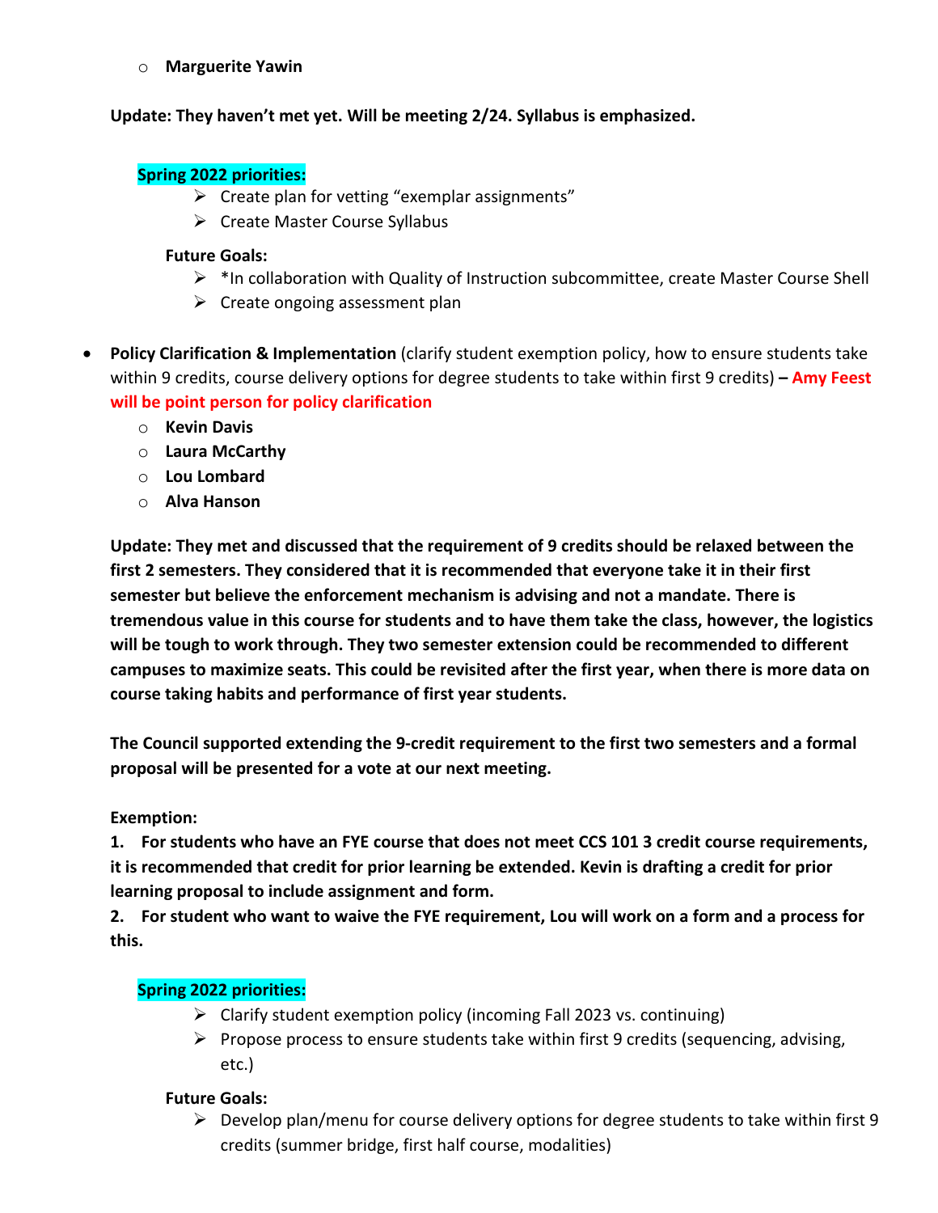- **Marguerite Yawin**

**Update: They haven't met yet. Will be meeting 2/24. Syllabus is emphasized.**

**Spring 2022 priorities:**

- Create plan for vetting "exemplar assignments"
- Create Master Course Syllabus

**Future Goals:**

- *In collaboration with Quality of Instruction subcommittee, create Master Course Shell
- Create ongoing assessment plan

- **Policy Clarification & Implementation** (clarify student exemption policy, how to ensure students take within 9 credits, course delivery options for degree students to take within first 9 credits) **– Amy Feest will be point person for policy clarification**
  - **Kevin Davis**
  - **Laura McCarthy**
  - **Lou Lombard**
  - **Alva Hanson**

**Update: They met and discussed that the requirement of 9 credits should be relaxed between the first 2 semesters. They considered that it is recommended that everyone take it in their first semester but believe the enforcement mechanism is advising and not a mandate. There is tremendous value in this course for students and to have them take the class, however, the logistics will be tough to work through. They two semester extension could be recommended to different campuses to maximize seats. This could be revisited after the first year, when there is more data on course taking habits and performance of first year students.**

**The Council supported extending the 9-credit requirement to the first two semesters and a formal proposal will be presented for a vote at our next meeting.**

**Exemption:**

**1. For students who have an FYE course that does not meet CCS 101 3 credit course requirements, it is recommended that credit for prior learning be extended. Kevin is drafting a credit for prior learning proposal to include assignment and form.**

**2. For student who want to waive the FYE requirement, Lou will work on a form and a process for this.**

**Spring 2022 priorities:**

- Clarify student exemption policy (incoming Fall 2023 vs. continuing)
- Propose process to ensure students take within first 9 credits (sequencing, advising, etc.)

**Future Goals:**

- Develop plan/menu for course delivery options for degree students to take within first 9 credits (summer bridge, first half course, modalities)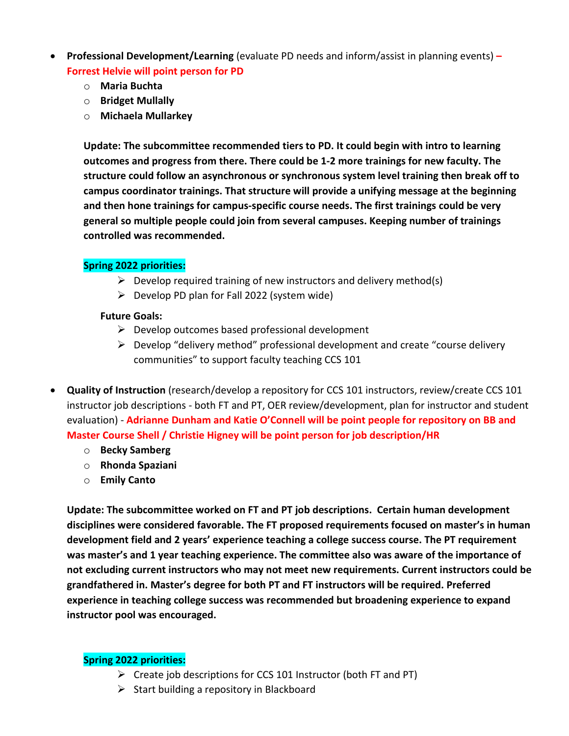- **Professional Development/Learning** (evaluate PD needs and inform/assist in planning events) **– Forrest Helvie will point person for PD**
  - **Maria Buchta**
  - **Bridget Mullally**
  - **Michaela Mullarkey**

  **Update: The subcommittee recommended tiers to PD. It could begin with intro to learning outcomes and progress from there. There could be 1-2 more trainings for new faculty. The structure could follow an asynchronous or synchronous system level training then break off to campus coordinator trainings. That structure will provide a unifying message at the beginning and then hone trainings for campus-specific course needs. The first trainings could be very general so multiple people could join from several campuses. Keeping number of trainings controlled was recommended.**

  **Spring 2022 priorities:**
  - Develop required training of new instructors and delivery method(s)
  - Develop PD plan for Fall 2022 (system wide)

  **Future Goals:**
  - Develop outcomes based professional development
  - Develop "delivery method" professional development and create "course delivery communities" to support faculty teaching CCS 101

- **Quality of Instruction** (research/develop a repository for CCS 101 instructors, review/create CCS 101 instructor job descriptions - both FT and PT, OER review/development, plan for instructor and student evaluation) - **Adrianne Dunham and Katie O'Connell will be point people for repository on BB and Master Course Shell / Christie Higney will be point person for job description/HR**
  - **Becky Samberg**
  - **Rhonda Spaziani**
  - **Emily Canto**

  **Update: The subcommittee worked on FT and PT job descriptions. Certain human development disciplines were considered favorable. The FT proposed requirements focused on master's in human development field and 2 years' experience teaching a college success course. The PT requirement was master's and 1 year teaching experience. The committee also was aware of the importance of not excluding current instructors who may not meet new requirements. Current instructors could be grandfathered in. Master's degree for both PT and FT instructors will be required. Preferred experience in teaching college success was recommended but broadening experience to expand instructor pool was encouraged.**

  **Spring 2022 priorities:**
  - Create job descriptions for CCS 101 Instructor (both FT and PT)
  - Start building a repository in Blackboard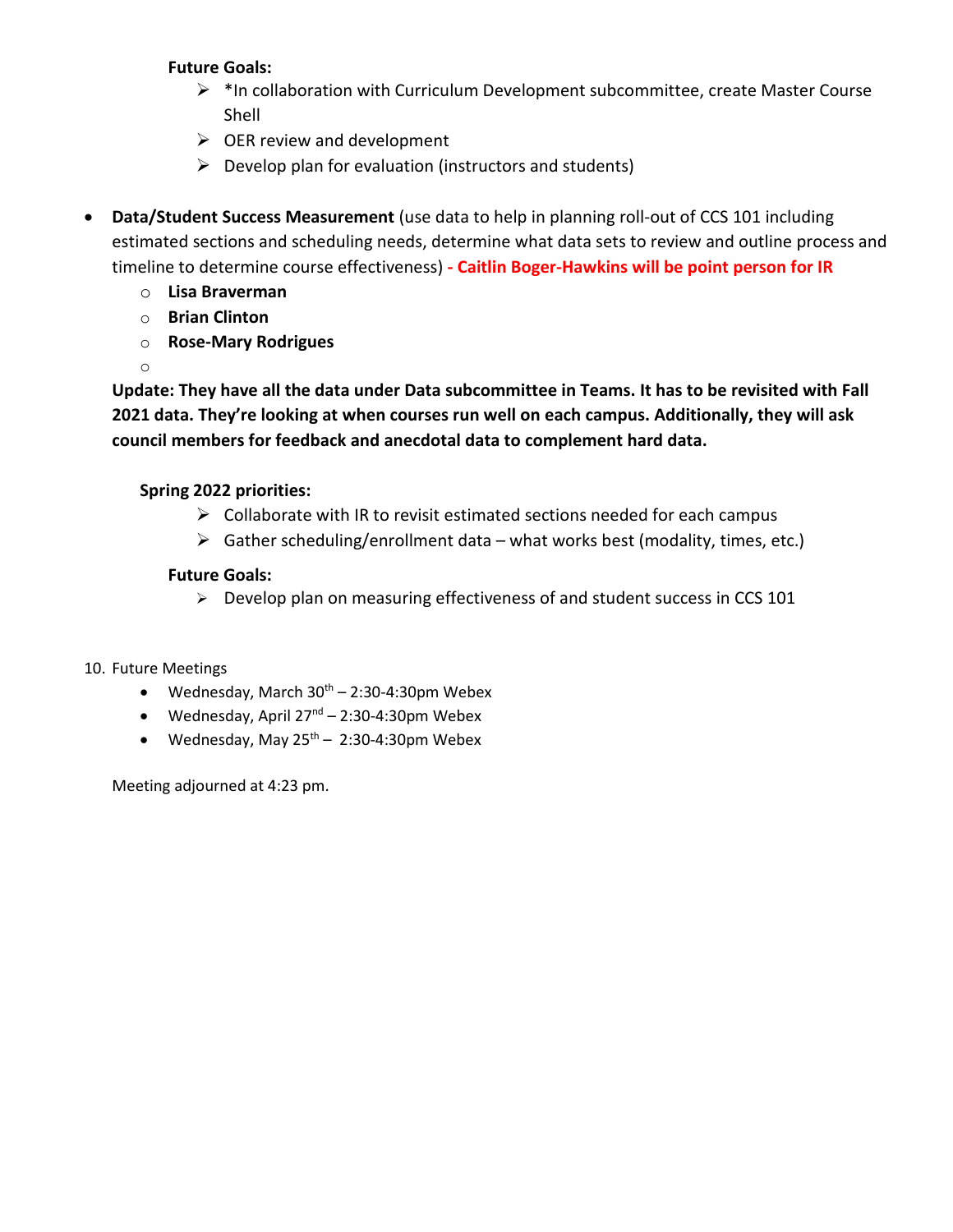**Future Goals:**

- *In collaboration with Curriculum Development subcommittee, create Master Course Shell
- OER review and development
- Develop plan for evaluation (instructors and students)

- **Data/Student Success Measurement** (use data to help in planning roll-out of CCS 101 including estimated sections and scheduling needs, determine what data sets to review and outline process and timeline to determine course effectiveness) **- Caitlin Boger-Hawkins will be point person for IR**
  - **Lisa Braverman**
  - **Brian Clinton**
  - **Rose-Mary Rodrigues**
  - 

  **Update: They have all the data under Data subcommittee in Teams. It has to be revisited with Fall 2021 data. They're looking at when courses run well on each campus. Additionally, they will ask council members for feedback and anecdotal data to complement hard data.**

  **Spring 2022 priorities:**

  - Collaborate with IR to revisit estimated sections needed for each campus
  - Gather scheduling/enrollment data – what works best (modality, times, etc.)

  **Future Goals:**

  - Develop plan on measuring effectiveness of and student success in CCS 101

10. Future Meetings
    - Wednesday, March 30th – 2:30-4:30pm Webex
    - Wednesday, April 27nd – 2:30-4:30pm Webex
    - Wednesday, May 25th – 2:30-4:30pm Webex

Meeting adjourned at 4:23 pm.